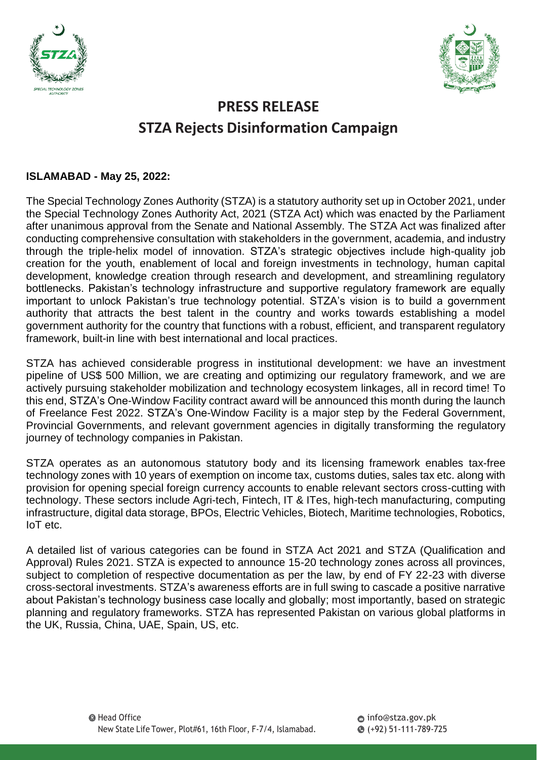# PRESS RELEASE

## STZA Rejects Disinformation Campaign

**ISLAMABAD - May 25, 2022:**

The Special Technology Zones Authority (STZA) is a statutory authority set up in October 2021, under the Special Technology Zones Authority Act, 2021 (STZA Act) which was enacted by the Parliament after unanimous approval from the Senate and National Assembly. The STZA Act was finalized after conducting comprehensive consultation with stakeholders in the government, academia, and industry through the triple-helix model of innovation. STZA's strategic objectives include high-quality job creation for the youth, enablement of local and foreign investments in technology, human capital development, knowledge creation through research and development, and streamlining regulatory bottlenecks. Pakistan's technology infrastructure and supportive regulatory framework are equally important to unlock Pakistan's true technology potential. STZA's vision is to build a government authority that attracts the best talent in the country and works towards establishing a model government authority for the country that functions with a robust, efficient, and transparent regulatory framework, built-in line with best international and local practices.

STZA has achieved considerable progress in institutional development: we have an investment pipeline of US$ 500 Million, we are creating and optimizing our regulatory framework, and we are actively pursuing stakeholder mobilization and technology ecosystem linkages, all in record time! To this end, STZA's One-Window Facility contract award will be announced this month during the launch of Freelance Fest 2022. STZA's One-Window Facility is a major step by the Federal Government, Provincial Governments, and relevant government agencies in digitally transforming the regulatory journey of technology companies in Pakistan.

STZA operates as an autonomous statutory body and its licensing framework enables tax-free technology zones with 10 years of exemption on income tax, customs duties, sales tax etc. along with provision for opening special foreign currency accounts to enable relevant sectors cross-cutting with technology. These sectors include Agri-tech, Fintech, IT & ITes, high-tech manufacturing, computing infrastructure, digital data storage, BPOs, Electric Vehicles, Biotech, Maritime technologies, Robotics, IoT etc.

A detailed list of various categories can be found in STZA Act 2021 and STZA (Qualification and Approval) Rules 2021. STZA is expected to announce 15-20 technology zones across all provinces, subject to completion of respective documentation as per the law, by end of FY 22-23 with diverse cross-sectoral investments. STZA's awareness efforts are in full swing to cascade a positive narrative about Pakistan's technology business case locally and globally; most importantly, based on strategic planning and regulatory frameworks. STZA has represented Pakistan on various global platforms in the UK, Russia, China, UAE, Spain, US, etc.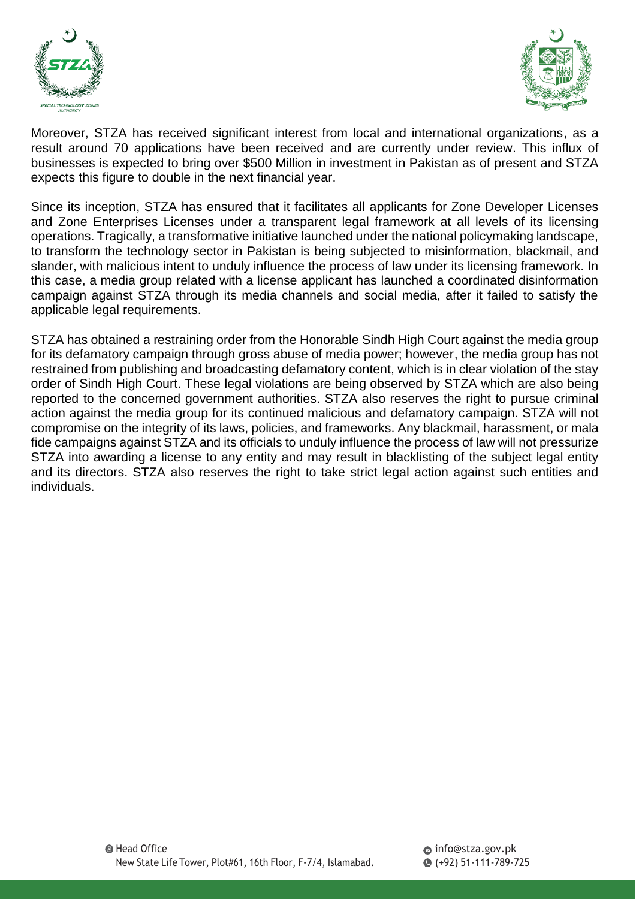Moreover, STZA has received significant interest from local and international organizations, as a result around 70 applications have been received and are currently under review. This influx of businesses is expected to bring over $500 Million in investment in Pakistan as of present and STZA expects this figure to double in the next financial year.

Since its inception, STZA has ensured that it facilitates all applicants for Zone Developer Licenses and Zone Enterprises Licenses under a transparent legal framework at all levels of its licensing operations. Tragically, a transformative initiative launched under the national policymaking landscape, to transform the technology sector in Pakistan is being subjected to misinformation, blackmail, and slander, with malicious intent to unduly influence the process of law under its licensing framework. In this case, a media group related with a license applicant has launched a coordinated disinformation campaign against STZA through its media channels and social media, after it failed to satisfy the applicable legal requirements.

STZA has obtained a restraining order from the Honorable Sindh High Court against the media group for its defamatory campaign through gross abuse of media power; however, the media group has not restrained from publishing and broadcasting defamatory content, which is in clear violation of the stay order of Sindh High Court. These legal violations are being observed by STZA which are also being reported to the concerned government authorities. STZA also reserves the right to pursue criminal action against the media group for its continued malicious and defamatory campaign. STZA will not compromise on the integrity of its laws, policies, and frameworks. Any blackmail, harassment, or mala fide campaigns against STZA and its officials to unduly influence the process of law will not pressurize STZA into awarding a license to any entity and may result in blacklisting of the subject legal entity and its directors. STZA also reserves the right to take strict legal action against such entities and individuals.